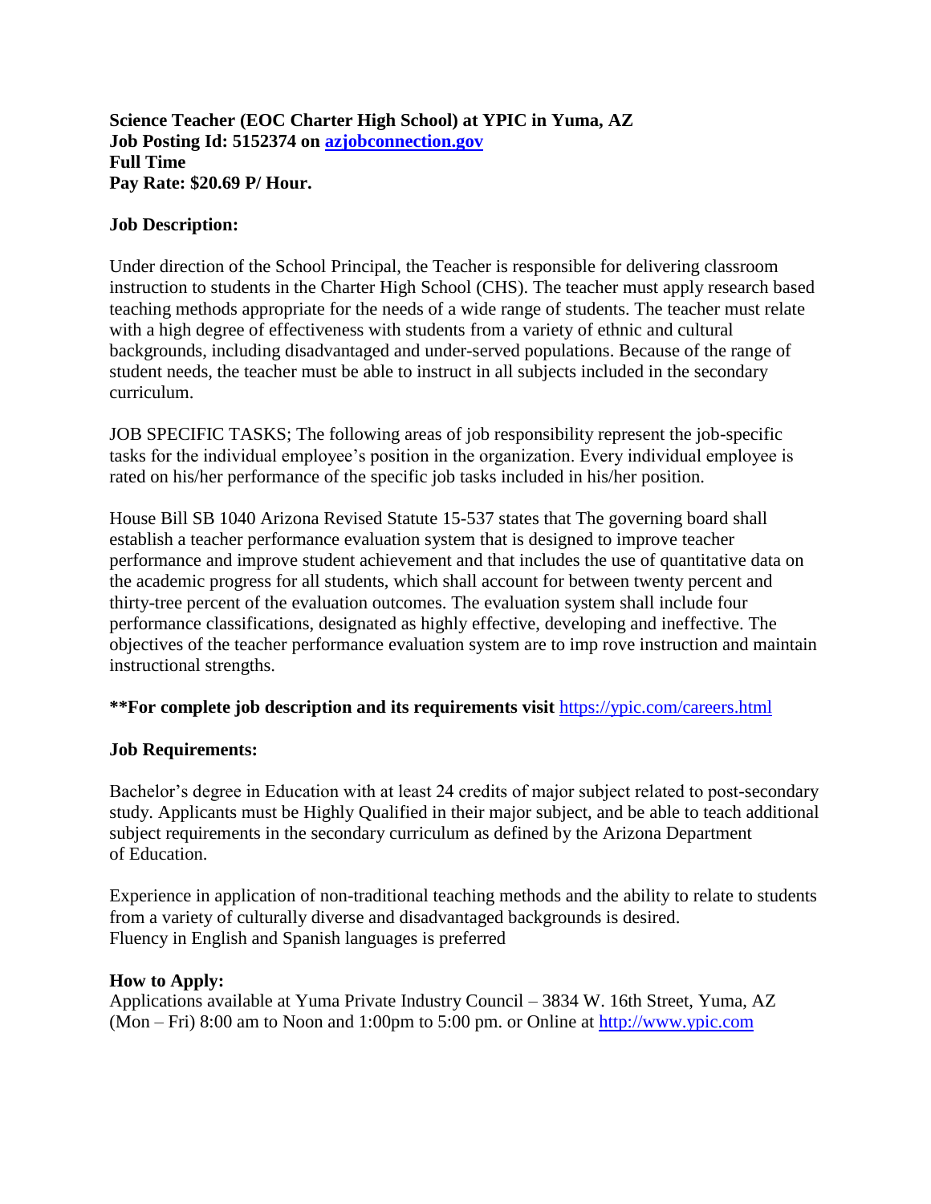**Science Teacher (EOC Charter High School) at YPIC in Yuma, AZ**
**Job Posting Id: 5152374 on [azjobconnection.gov](azjobconnection.gov)**
**Full Time**
**Pay Rate: $20.69 P/ Hour.**

**Job Description:**

Under direction of the School Principal, the Teacher is responsible for delivering classroom instruction to students in the Charter High School (CHS). The teacher must apply research based teaching methods appropriate for the needs of a wide range of students. The teacher must relate with a high degree of effectiveness with students from a variety of ethnic and cultural backgrounds, including disadvantaged and under-served populations. Because of the range of student needs, the teacher must be able to instruct in all subjects included in the secondary curriculum.

JOB SPECIFIC TASKS; The following areas of job responsibility represent the job-specific tasks for the individual employee's position in the organization. Every individual employee is rated on his/her performance of the specific job tasks included in his/her position.

House Bill SB 1040 Arizona Revised Statute 15-537 states that The governing board shall establish a teacher performance evaluation system that is designed to improve teacher performance and improve student achievement and that includes the use of quantitative data on the academic progress for all students, which shall account for between twenty percent and thirty-tree percent of the evaluation outcomes. The evaluation system shall include four performance classifications, designated as highly effective, developing and ineffective. The objectives of the teacher performance evaluation system are to imp rove instruction and maintain instructional strengths.

**\*\*For complete job description and its requirements visit** [https://ypic.com/careers.html](https://ypic.com/careers.html)

**Job Requirements:**

Bachelor's degree in Education with at least 24 credits of major subject related to post-secondary study. Applicants must be Highly Qualified in their major subject, and be able to teach additional subject requirements in the secondary curriculum as defined by the Arizona Department of Education.

Experience in application of non-traditional teaching methods and the ability to relate to students from a variety of culturally diverse and disadvantaged backgrounds is desired.
Fluency in English and Spanish languages is preferred

**How to Apply:**
Applications available at Yuma Private Industry Council – 3834 W. 16th Street, Yuma, AZ (Mon – Fri) 8:00 am to Noon and 1:00pm to 5:00 pm. or Online at [http://www.ypic.com](http://www.ypic.com)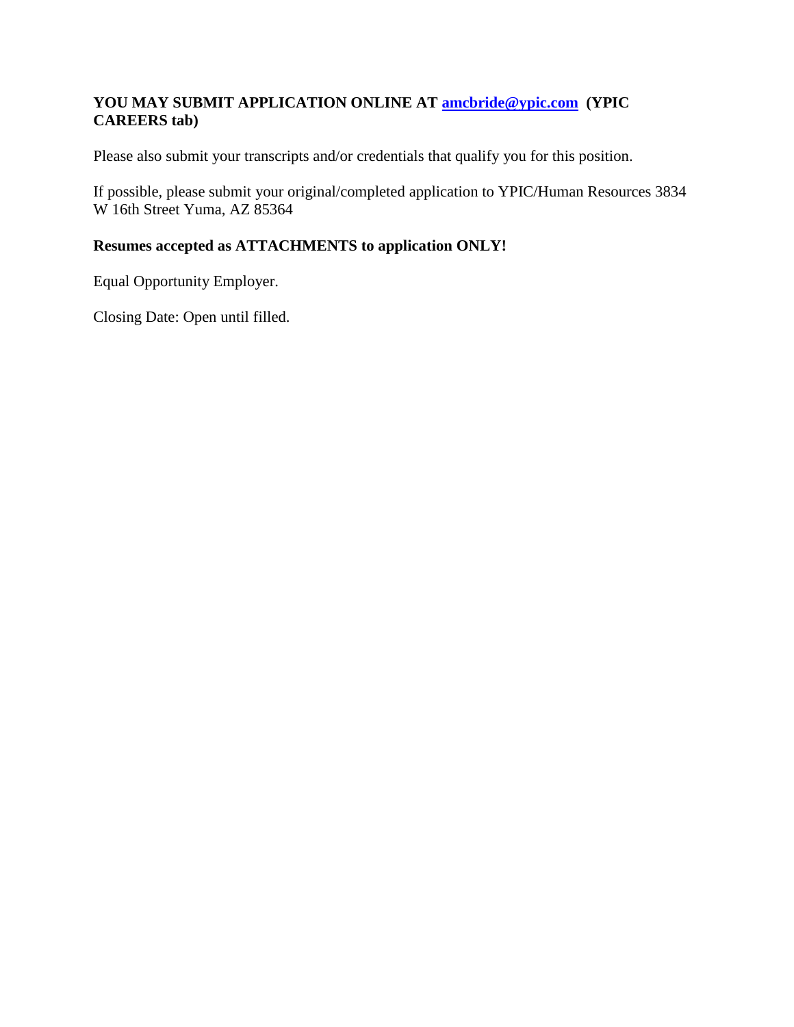**YOU MAY SUBMIT APPLICATION ONLINE AT [amcbride@ypic.com](mailto:amcbride@ypic.com) (YPIC CAREERS tab)**

Please also submit your transcripts and/or credentials that qualify you for this position.

If possible, please submit your original/completed application to YPIC/Human Resources 3834 W 16th Street Yuma, AZ 85364

**Resumes accepted as ATTACHMENTS to application ONLY!**

Equal Opportunity Employer.

Closing Date: Open until filled.